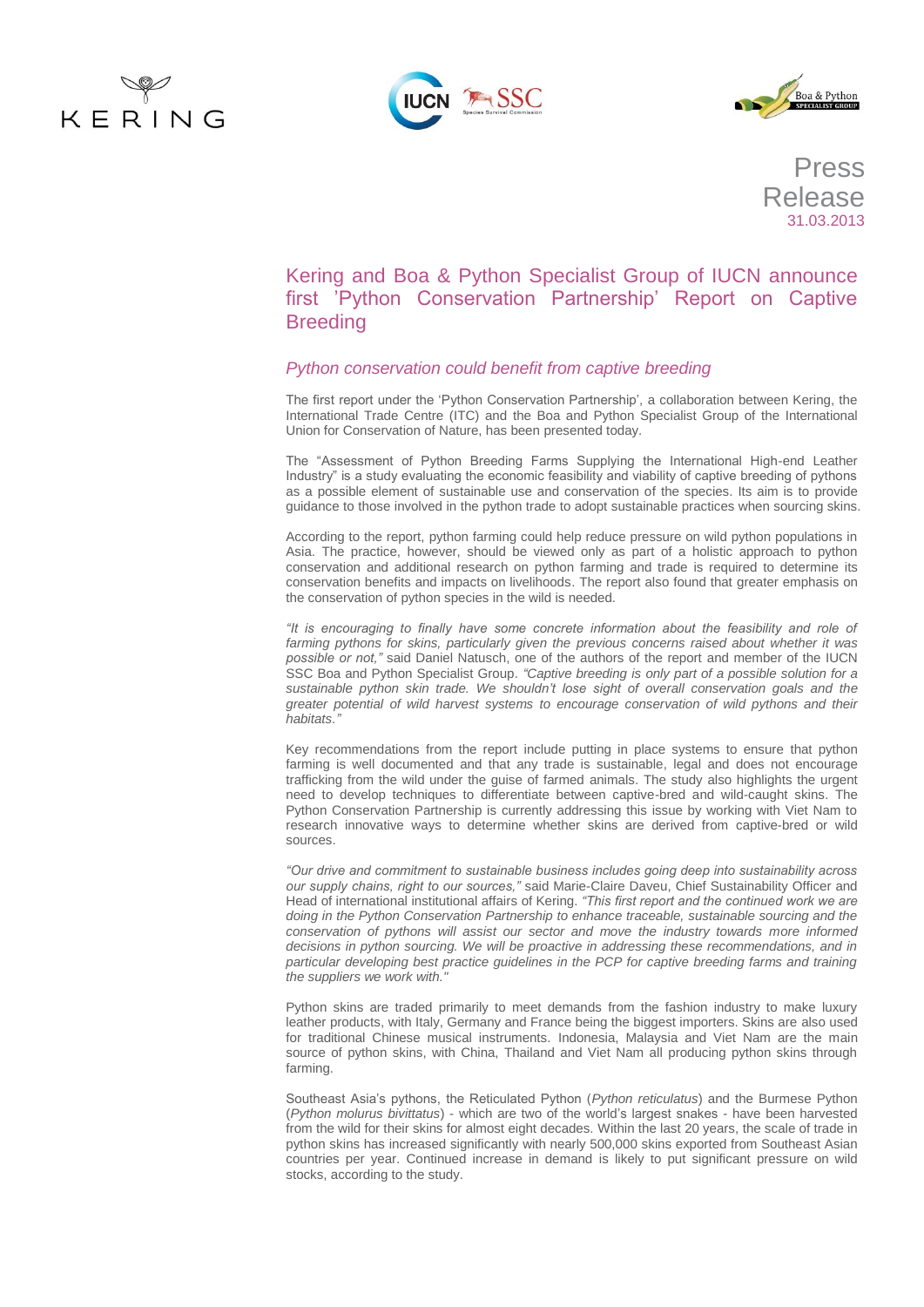Press Release
31.03.2013

# Kering and Boa & Python Specialist Group of IUCN announce first 'Python Conservation Partnership' Report on Captive Breeding

## *Python conservation could benefit from captive breeding*

The first report under the 'Python Conservation Partnership', a collaboration between Kering, the International Trade Centre (ITC) and the Boa and Python Specialist Group of the International Union for Conservation of Nature, has been presented today.

The "Assessment of Python Breeding Farms Supplying the International High-end Leather Industry" is a study evaluating the economic feasibility and viability of captive breeding of pythons as a possible element of sustainable use and conservation of the species. Its aim is to provide guidance to those involved in the python trade to adopt sustainable practices when sourcing skins.

According to the report, python farming could help reduce pressure on wild python populations in Asia. The practice, however, should be viewed only as part of a holistic approach to python conservation and additional research on python farming and trade is required to determine its conservation benefits and impacts on livelihoods. The report also found that greater emphasis on the conservation of python species in the wild is needed.

*"It is encouraging to finally have some concrete information about the feasibility and role of farming pythons for skins, particularly given the previous concerns raised about whether it was possible or not,"* said Daniel Natusch, one of the authors of the report and member of the IUCN SSC Boa and Python Specialist Group. *"Captive breeding is only part of a possible solution for a sustainable python skin trade. We shouldn't lose sight of overall conservation goals and the greater potential of wild harvest systems to encourage conservation of wild pythons and their habitats."*

Key recommendations from the report include putting in place systems to ensure that python farming is well documented and that any trade is sustainable, legal and does not encourage trafficking from the wild under the guise of farmed animals. The study also highlights the urgent need to develop techniques to differentiate between captive-bred and wild-caught skins. The Python Conservation Partnership is currently addressing this issue by working with Viet Nam to research innovative ways to determine whether skins are derived from captive-bred or wild sources.

*"Our drive and commitment to sustainable business includes going deep into sustainability across our supply chains, right to our sources,"* said Marie-Claire Daveu, Chief Sustainability Officer and Head of international institutional affairs of Kering. *"This first report and the continued work we are doing in the Python Conservation Partnership to enhance traceable, sustainable sourcing and the conservation of pythons will assist our sector and move the industry towards more informed decisions in python sourcing. We will be proactive in addressing these recommendations, and in particular developing best practice guidelines in the PCP for captive breeding farms and training the suppliers we work with."*

Python skins are traded primarily to meet demands from the fashion industry to make luxury leather products, with Italy, Germany and France being the biggest importers. Skins are also used for traditional Chinese musical instruments. Indonesia, Malaysia and Viet Nam are the main source of python skins, with China, Thailand and Viet Nam all producing python skins through farming.

Southeast Asia's pythons, the Reticulated Python (*Python reticulatus*) and the Burmese Python (*Python molurus bivittatus*) - which are two of the world's largest snakes - have been harvested from the wild for their skins for almost eight decades. Within the last 20 years, the scale of trade in python skins has increased significantly with nearly 500,000 skins exported from Southeast Asian countries per year. Continued increase in demand is likely to put significant pressure on wild stocks, according to the study.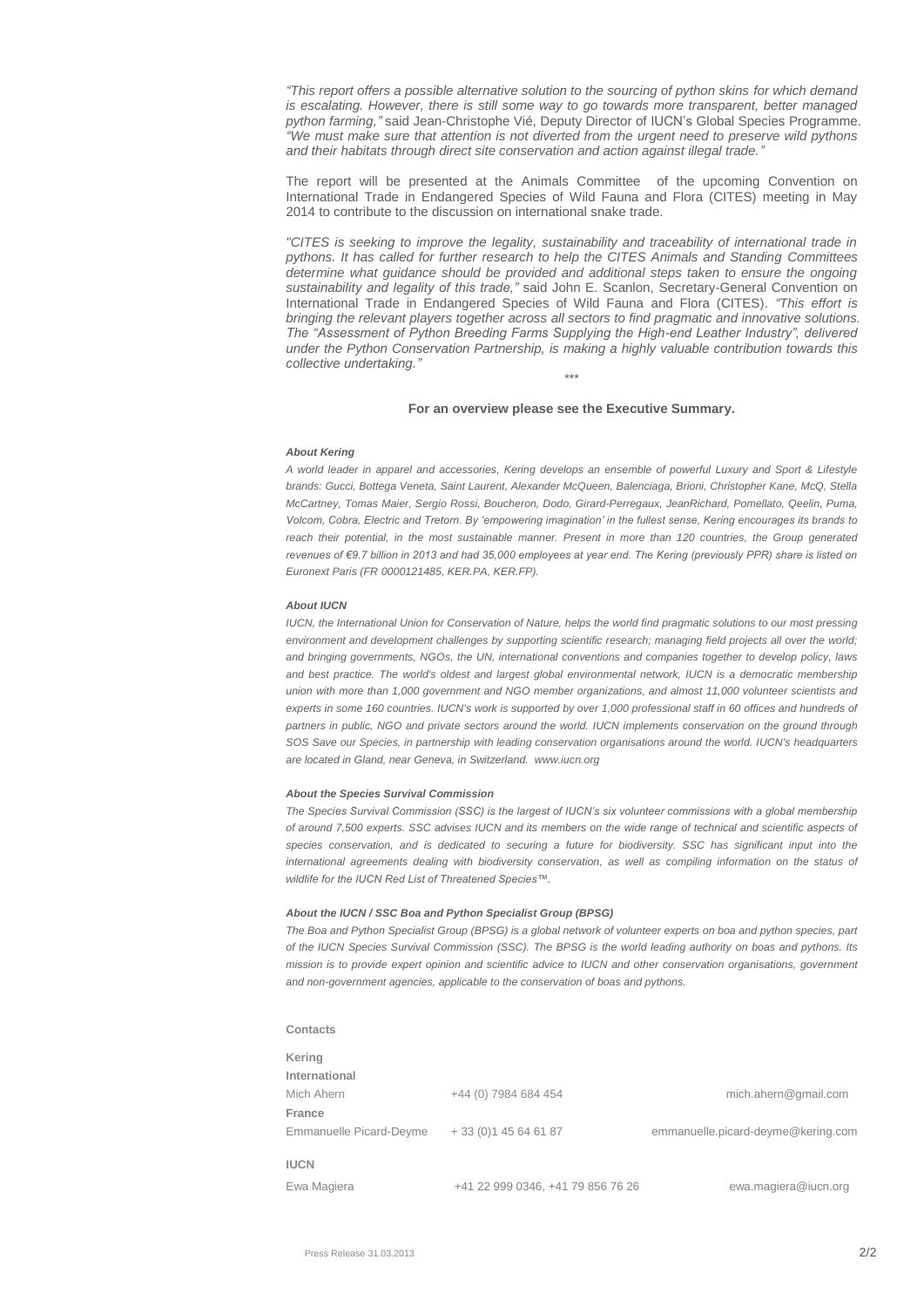*"This report offers a possible alternative solution to the sourcing of python skins for which demand is escalating. However, there is still some way to go towards more transparent, better managed python farming,"* said Jean-Christophe Vié, Deputy Director of IUCN's Global Species Programme. *"We must make sure that attention is not diverted from the urgent need to preserve wild pythons and their habitats through direct site conservation and action against illegal trade."*

The report will be presented at the Animals Committee of the upcoming Convention on International Trade in Endangered Species of Wild Fauna and Flora (CITES) meeting in May 2014 to contribute to the discussion on international snake trade.

*"CITES is seeking to improve the legality, sustainability and traceability of international trade in pythons. It has called for further research to help the CITES Animals and Standing Committees determine what guidance should be provided and additional steps taken to ensure the ongoing sustainability and legality of this trade,"* said John E. Scanlon, Secretary-General Convention on International Trade in Endangered Species of Wild Fauna and Flora (CITES). *"This effort is bringing the relevant players together across all sectors to find pragmatic and innovative solutions. The "Assessment of Python Breeding Farms Supplying the High-end Leather Industry", delivered under the Python Conservation Partnership, is making a highly valuable contribution towards this collective undertaking."*

\*\*\*

**For an overview please see the Executive Summary.**

***About Kering***

*A world leader in apparel and accessories, Kering develops an ensemble of powerful Luxury and Sport & Lifestyle brands: Gucci, Bottega Veneta, Saint Laurent, Alexander McQueen, Balenciaga, Brioni, Christopher Kane, McQ, Stella McCartney, Tomas Maier, Sergio Rossi, Boucheron, Dodo, Girard-Perregaux, JeanRichard, Pomellato, Qeelin, Puma, Volcom, Cobra, Electric and Tretorn. By 'empowering imagination' in the fullest sense, Kering encourages its brands to reach their potential, in the most sustainable manner. Present in more than 120 countries, the Group generated revenues of €9.7 billion in 2013 and had 35,000 employees at year end. The Kering (previously PPR) share is listed on Euronext Paris (FR 0000121485, KER.PA, KER.FP).*

***About IUCN***

*IUCN, the International Union for Conservation of Nature, helps the world find pragmatic solutions to our most pressing environment and development challenges by supporting scientific research; managing field projects all over the world; and bringing governments, NGOs, the UN, international conventions and companies together to develop policy, laws and best practice. The world's oldest and largest global environmental network, IUCN is a democratic membership union with more than 1,000 government and NGO member organizations, and almost 11,000 volunteer scientists and experts in some 160 countries. IUCN's work is supported by over 1,000 professional staff in 60 offices and hundreds of partners in public, NGO and private sectors around the world. IUCN implements conservation on the ground through SOS Save our Species, in partnership with leading conservation organisations around the world. IUCN's headquarters are located in Gland, near Geneva, in Switzerland. www.iucn.org*

***About the Species Survival Commission***

*The Species Survival Commission (SSC) is the largest of IUCN's six volunteer commissions with a global membership of around 7,500 experts. SSC advises IUCN and its members on the wide range of technical and scientific aspects of species conservation, and is dedicated to securing a future for biodiversity. SSC has significant input into the international agreements dealing with biodiversity conservation, as well as compiling information on the status of wildlife for the IUCN Red List of Threatened Species™.*

***About the IUCN / SSC Boa and Python Specialist Group (BPSG)***

*The Boa and Python Specialist Group (BPSG) is a global network of volunteer experts on boa and python species, part of the IUCN Species Survival Commission (SSC). The BPSG is the world leading authority on boas and pythons. Its mission is to provide expert opinion and scientific advice to IUCN and other conservation organisations, government and non-government agencies, applicable to the conservation of boas and pythons.*

**Contacts**

| | | |
|---|---|---|
| **Kering** | | |
| **International** | | |
| Mich Ahern | +44 (0) 7984 684 454 | mich.ahern@gmail.com |
| **France** | | |
| Emmanuelle Picard-Deyme | + 33 (0)1 45 64 61 87 | emmanuelle.picard-deyme@kering.com |
| **IUCN** | | |
| Ewa Magiera | +41 22 999 0346, +41 79 856 76 26 | ewa.magiera@iucn.org |

Press Release 31.03.2013